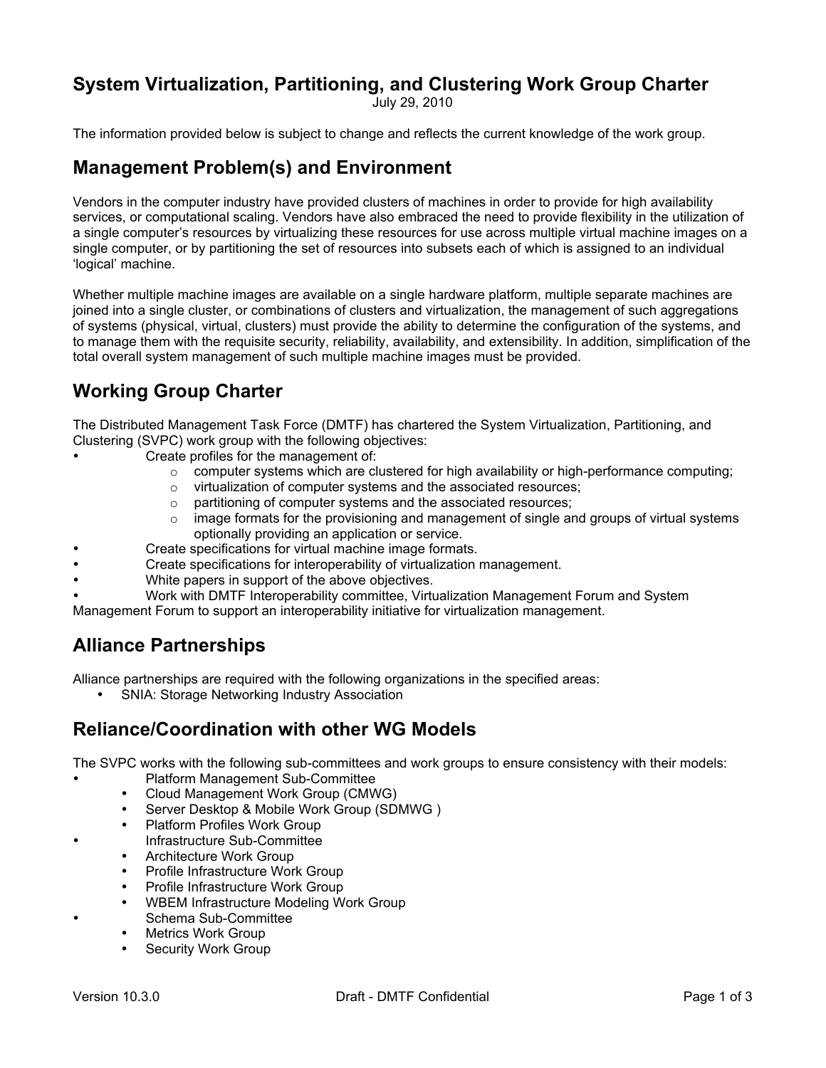# System Virtualization, Partitioning, and Clustering Work Group Charter

July 29, 2010

The information provided below is subject to change and reflects the current knowledge of the work group.

## Management Problem(s) and Environment

Vendors in the computer industry have provided clusters of machines in order to provide for high availability services, or computational scaling. Vendors have also embraced the need to provide flexibility in the utilization of a single computer's resources by virtualizing these resources for use across multiple virtual machine images on a single computer, or by partitioning the set of resources into subsets each of which is assigned to an individual 'logical' machine.

Whether multiple machine images are available on a single hardware platform, multiple separate machines are joined into a single cluster, or combinations of clusters and virtualization, the management of such aggregations of systems (physical, virtual, clusters) must provide the ability to determine the configuration of the systems, and to manage them with the requisite security, reliability, availability, and extensibility. In addition, simplification of the total overall system management of such multiple machine images must be provided.

## Working Group Charter

The Distributed Management Task Force (DMTF) has chartered the System Virtualization, Partitioning, and Clustering (SVPC) work group with the following objectives:

- Create profiles for the management of:
  - computer systems which are clustered for high availability or high-performance computing;
  - virtualization of computer systems and the associated resources;
  - partitioning of computer systems and the associated resources;
  - image formats for the provisioning and management of single and groups of virtual systems optionally providing an application or service.
- Create specifications for virtual machine image formats.
- Create specifications for interoperability of virtualization management.
- White papers in support of the above objectives.
- Work with DMTF Interoperability committee, Virtualization Management Forum and System Management Forum to support an interoperability initiative for virtualization management.

## Alliance Partnerships

Alliance partnerships are required with the following organizations in the specified areas:

- SNIA: Storage Networking Industry Association

## Reliance/Coordination with other WG Models

The SVPC works with the following sub-committees and work groups to ensure consistency with their models:

- Platform Management Sub-Committee
  - Cloud Management Work Group (CMWG)
  - Server Desktop & Mobile Work Group (SDMWG )
  - Platform Profiles Work Group
- Infrastructure Sub-Committee
  - Architecture Work Group
  - Profile Infrastructure Work Group
  - Profile Infrastructure Work Group
  - WBEM Infrastructure Modeling Work Group
- Schema Sub-Committee
  - Metrics Work Group
  - Security Work Group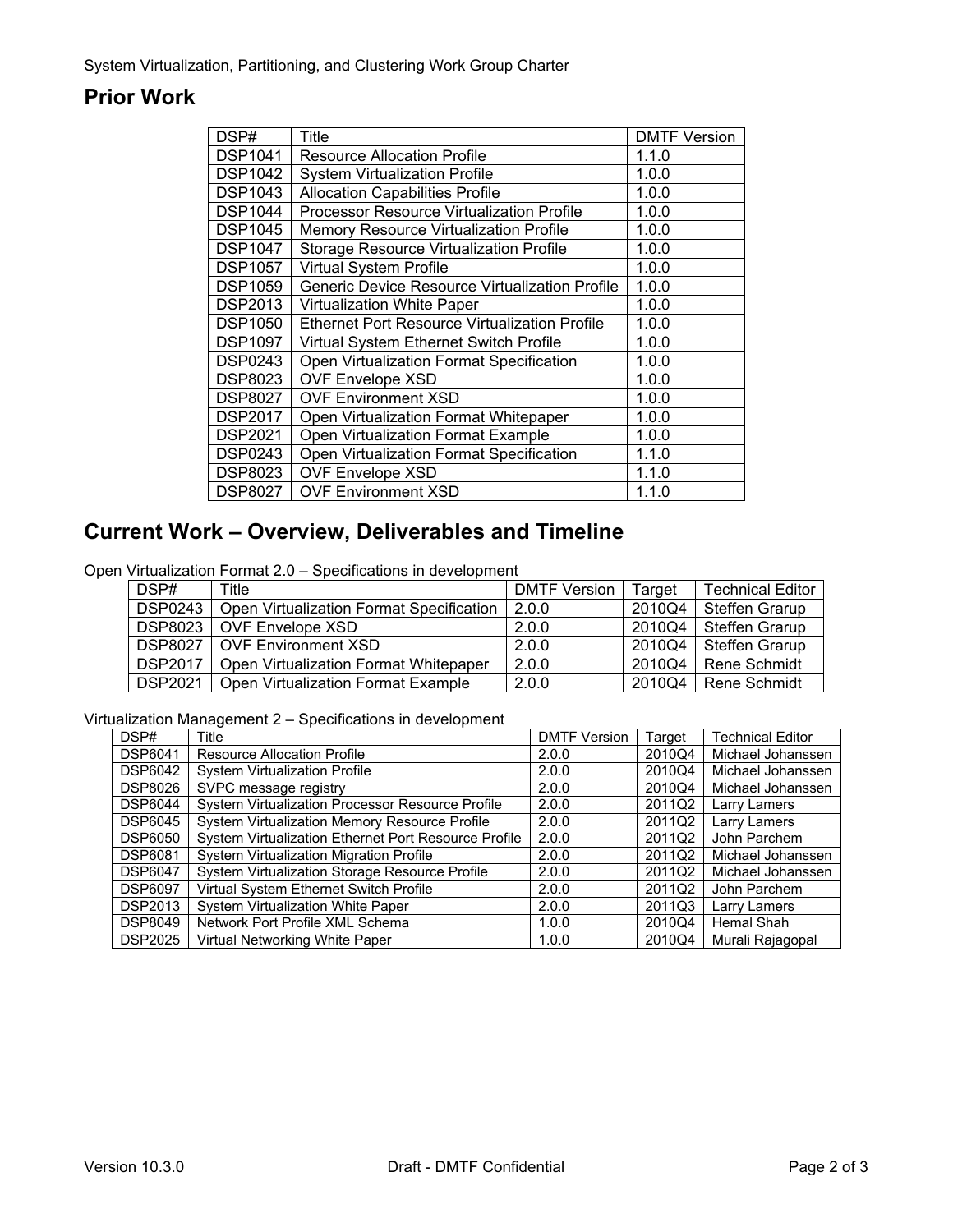## Prior Work

| DSP# | Title | DMTF Version |
|---|---|---|
| DSP1041 | Resource Allocation Profile | 1.1.0 |
| DSP1042 | System Virtualization Profile | 1.0.0 |
| DSP1043 | Allocation Capabilities Profile | 1.0.0 |
| DSP1044 | Processor Resource Virtualization Profile | 1.0.0 |
| DSP1045 | Memory Resource Virtualization Profile | 1.0.0 |
| DSP1047 | Storage Resource Virtualization Profile | 1.0.0 |
| DSP1057 | Virtual System Profile | 1.0.0 |
| DSP1059 | Generic Device Resource Virtualization Profile | 1.0.0 |
| DSP2013 | Virtualization White Paper | 1.0.0 |
| DSP1050 | Ethernet Port Resource Virtualization Profile | 1.0.0 |
| DSP1097 | Virtual System Ethernet Switch Profile | 1.0.0 |
| DSP0243 | Open Virtualization Format Specification | 1.0.0 |
| DSP8023 | OVF Envelope XSD | 1.0.0 |
| DSP8027 | OVF Environment XSD | 1.0.0 |
| DSP2017 | Open Virtualization Format Whitepaper | 1.0.0 |
| DSP2021 | Open Virtualization Format Example | 1.0.0 |
| DSP0243 | Open Virtualization Format Specification | 1.1.0 |
| DSP8023 | OVF Envelope XSD | 1.1.0 |
| DSP8027 | OVF Environment XSD | 1.1.0 |

## Current Work – Overview, Deliverables and Timeline

Open Virtualization Format 2.0 – Specifications in development

| DSP# | Title | DMTF Version | Target | Technical Editor |
|---|---|---|---|---|
| DSP0243 | Open Virtualization Format Specification | 2.0.0 | 2010Q4 | Steffen Grarup |
| DSP8023 | OVF Envelope XSD | 2.0.0 | 2010Q4 | Steffen Grarup |
| DSP8027 | OVF Environment XSD | 2.0.0 | 2010Q4 | Steffen Grarup |
| DSP2017 | Open Virtualization Format Whitepaper | 2.0.0 | 2010Q4 | Rene Schmidt |
| DSP2021 | Open Virtualization Format Example | 2.0.0 | 2010Q4 | Rene Schmidt |

Virtualization Management 2 – Specifications in development

| DSP# | Title | DMTF Version | Target | Technical Editor |
|---|---|---|---|---|
| DSP6041 | Resource Allocation Profile | 2.0.0 | 2010Q4 | Michael Johanssen |
| DSP6042 | System Virtualization Profile | 2.0.0 | 2010Q4 | Michael Johanssen |
| DSP8026 | SVPC message registry | 2.0.0 | 2010Q4 | Michael Johanssen |
| DSP6044 | System Virtualization Processor Resource Profile | 2.0.0 | 2011Q2 | Larry Lamers |
| DSP6045 | System Virtualization Memory Resource Profile | 2.0.0 | 2011Q2 | Larry Lamers |
| DSP6050 | System Virtualization Ethernet Port Resource Profile | 2.0.0 | 2011Q2 | John Parchem |
| DSP6081 | System Virtualization Migration Profile | 2.0.0 | 2011Q2 | Michael Johanssen |
| DSP6047 | System Virtualization Storage Resource Profile | 2.0.0 | 2011Q2 | Michael Johanssen |
| DSP6097 | Virtual System Ethernet Switch Profile | 2.0.0 | 2011Q2 | John Parchem |
| DSP2013 | System Virtualization White Paper | 2.0.0 | 2011Q3 | Larry Lamers |
| DSP8049 | Network Port Profile XML Schema | 1.0.0 | 2010Q4 | Hemal Shah |
| DSP2025 | Virtual Networking White Paper | 1.0.0 | 2010Q4 | Murali Rajagopal |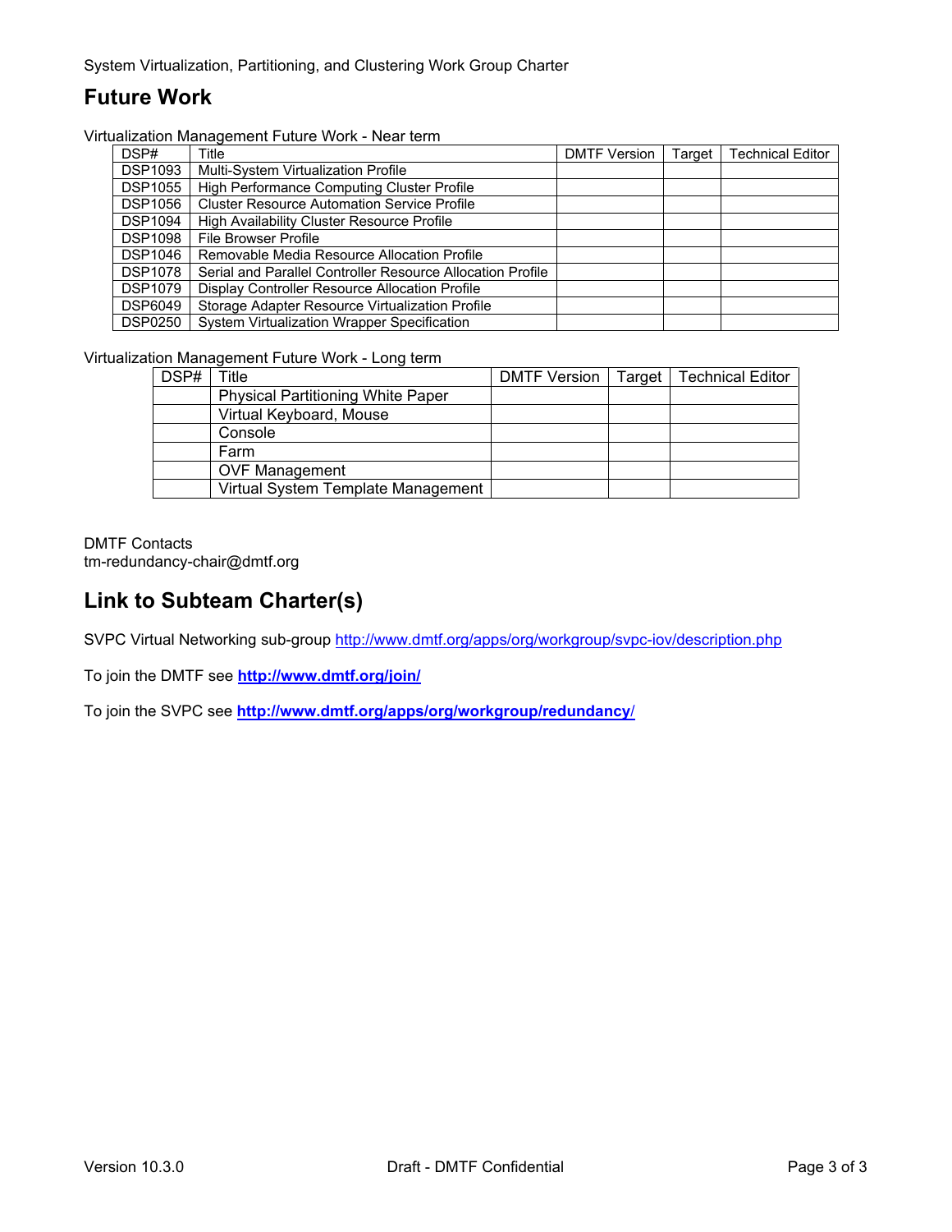## Future Work

Virtualization Management Future Work - Near term

| DSP# | Title | DMTF Version | Target | Technical Editor |
|---|---|---|---|---|
| DSP1093 | Multi-System Virtualization Profile | | | |
| DSP1055 | High Performance Computing Cluster Profile | | | |
| DSP1056 | Cluster Resource Automation Service Profile | | | |
| DSP1094 | High Availability Cluster Resource Profile | | | |
| DSP1098 | File Browser Profile | | | |
| DSP1046 | Removable Media Resource Allocation Profile | | | |
| DSP1078 | Serial and Parallel Controller Resource Allocation Profile | | | |
| DSP1079 | Display Controller Resource Allocation Profile | | | |
| DSP6049 | Storage Adapter Resource Virtualization Profile | | | |
| DSP0250 | System Virtualization Wrapper Specification | | | |

Virtualization Management Future Work - Long term

| DSP# | Title | DMTF Version | Target | Technical Editor |
|---|---|---|---|---|
| | Physical Partitioning White Paper | | | |
| | Virtual Keyboard, Mouse | | | |
| | Console | | | |
| | Farm | | | |
| | OVF Management | | | |
| | Virtual System Template Management | | | |

DMTF Contacts
tm-redundancy-chair@dmtf.org

## Link to Subteam Charter(s)

SVPC Virtual Networking sub-group http://www.dmtf.org/apps/org/workgroup/svpc-iov/description.php

To join the DMTF see **http://www.dmtf.org/join/**

To join the SVPC see **http://www.dmtf.org/apps/org/workgroup/redundancy/**